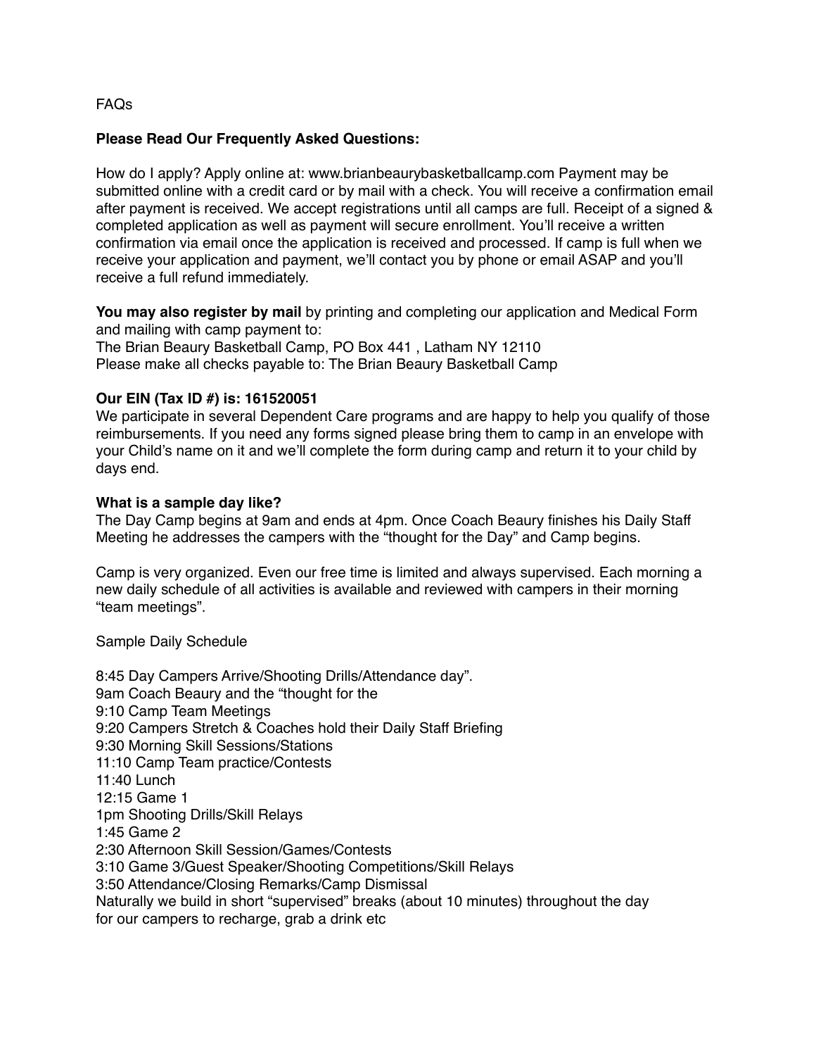FAQs

**Please Read Our Frequently Asked Questions:**

How do I apply? Apply online at: www.brianbeaurybasketballcamp.com Payment may be submitted online with a credit card or by mail with a check. You will receive a confirmation email after payment is received. We accept registrations until all camps are full. Receipt of a signed & completed application as well as payment will secure enrollment. You'll receive a written confirmation via email once the application is received and processed. If camp is full when we receive your application and payment, we'll contact you by phone or email ASAP and you'll receive a full refund immediately.

**You may also register by mail** by printing and completing our application and Medical Form and mailing with camp payment to:
The Brian Beaury Basketball Camp, PO Box 441 , Latham NY 12110
Please make all checks payable to: The Brian Beaury Basketball Camp

**Our EIN (Tax ID #) is: 161520051**
We participate in several Dependent Care programs and are happy to help you qualify of those reimbursements. If you need any forms signed please bring them to camp in an envelope with your Child's name on it and we'll complete the form during camp and return it to your child by days end.

**What is a sample day like?**
The Day Camp begins at 9am and ends at 4pm. Once Coach Beaury finishes his Daily Staff Meeting he addresses the campers with the "thought for the Day" and Camp begins.

Camp is very organized. Even our free time is limited and always supervised. Each morning a new daily schedule of all activities is available and reviewed with campers in their morning "team meetings".

Sample Daily Schedule

8:45 Day Campers Arrive/Shooting Drills/Attendance day".
9am Coach Beaury and the "thought for the
9:10 Camp Team Meetings
9:20 Campers Stretch & Coaches hold their Daily Staff Briefing
9:30 Morning Skill Sessions/Stations
11:10 Camp Team practice/Contests
11:40 Lunch
12:15 Game 1
1pm Shooting Drills/Skill Relays
1:45 Game 2
2:30 Afternoon Skill Session/Games/Contests
3:10 Game 3/Guest Speaker/Shooting Competitions/Skill Relays
3:50 Attendance/Closing Remarks/Camp Dismissal
Naturally we build in short "supervised" breaks (about 10 minutes) throughout the day for our campers to recharge, grab a drink etc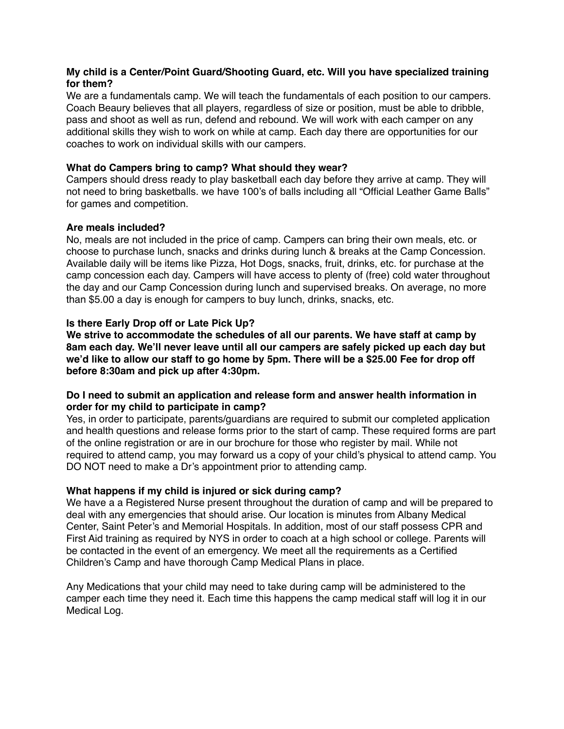**My child is a Center/Point Guard/Shooting Guard, etc. Will you have specialized training for them?**
We are a fundamentals camp. We will teach the fundamentals of each position to our campers. Coach Beaury believes that all players, regardless of size or position, must be able to dribble, pass and shoot as well as run, defend and rebound. We will work with each camper on any additional skills they wish to work on while at camp. Each day there are opportunities for our coaches to work on individual skills with our campers.

**What do Campers bring to camp? What should they wear?**
Campers should dress ready to play basketball each day before they arrive at camp. They will not need to bring basketballs. we have 100's of balls including all "Official Leather Game Balls" for games and competition.

**Are meals included?**
No, meals are not included in the price of camp. Campers can bring their own meals, etc. or choose to purchase lunch, snacks and drinks during lunch & breaks at the Camp Concession. Available daily will be items like Pizza, Hot Dogs, snacks, fruit, drinks, etc. for purchase at the camp concession each day. Campers will have access to plenty of (free) cold water throughout the day and our Camp Concession during lunch and supervised breaks. On average, no more than $5.00 a day is enough for campers to buy lunch, drinks, snacks, etc.

**Is there Early Drop off or Late Pick Up?**
**We strive to accommodate the schedules of all our parents. We have staff at camp by 8am each day. We'll never leave until all our campers are safely picked up each day but we'd like to allow our staff to go home by 5pm. There will be a $25.00 Fee for drop off before 8:30am and pick up after 4:30pm.**

**Do I need to submit an application and release form and answer health information in order for my child to participate in camp?**
Yes, in order to participate, parents/guardians are required to submit our completed application and health questions and release forms prior to the start of camp. These required forms are part of the online registration or are in our brochure for those who register by mail. While not required to attend camp, you may forward us a copy of your child's physical to attend camp. You DO NOT need to make a Dr's appointment prior to attending camp.

**What happens if my child is injured or sick during camp?**
We have a a Registered Nurse present throughout the duration of camp and will be prepared to deal with any emergencies that should arise. Our location is minutes from Albany Medical Center, Saint Peter's and Memorial Hospitals. In addition, most of our staff possess CPR and First Aid training as required by NYS in order to coach at a high school or college. Parents will be contacted in the event of an emergency. We meet all the requirements as a Certified Children's Camp and have thorough Camp Medical Plans in place.

Any Medications that your child may need to take during camp will be administered to the camper each time they need it. Each time this happens the camp medical staff will log it in our Medical Log.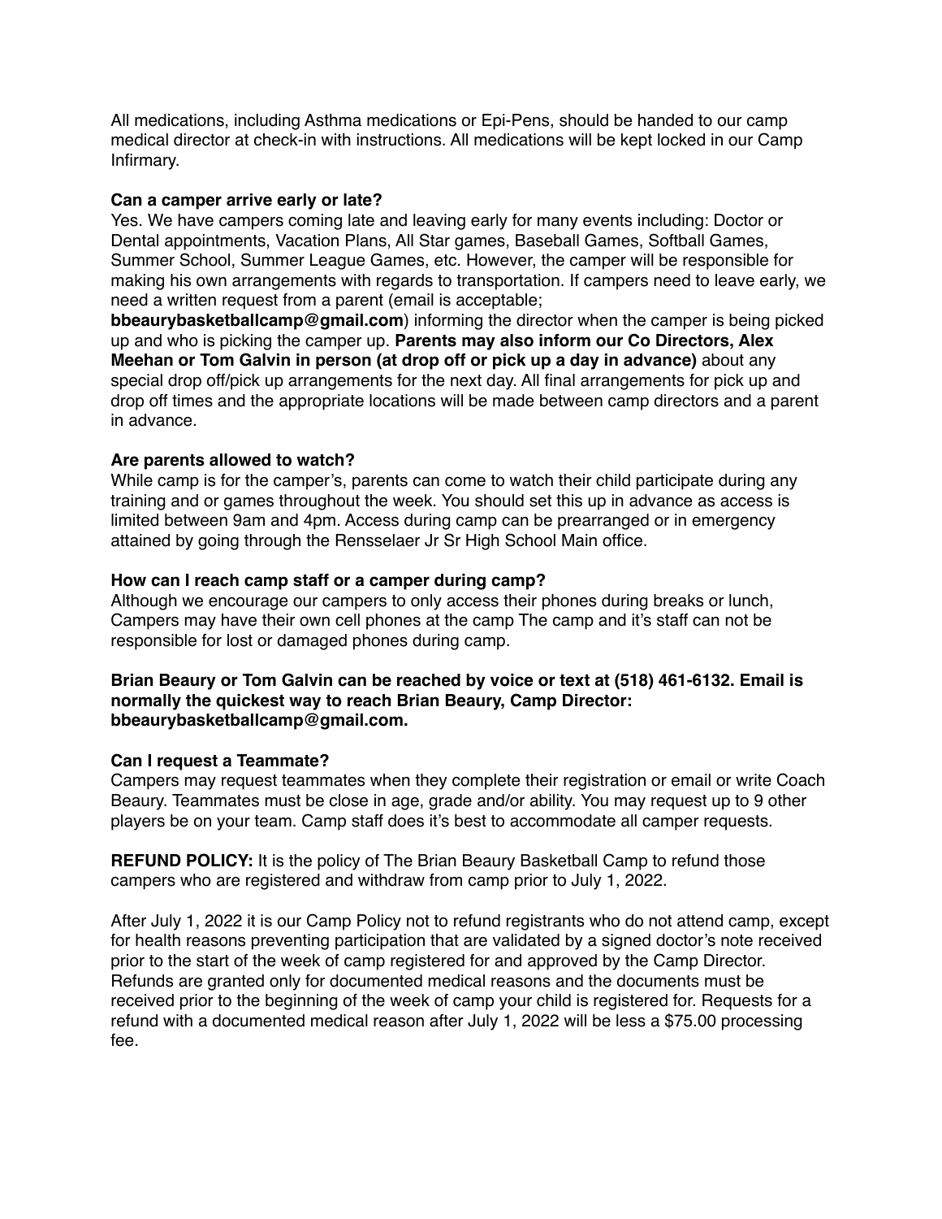All medications, including Asthma medications or Epi-Pens, should be handed to our camp medical director at check-in with instructions. All medications will be kept locked in our Camp Infirmary.

**Can a camper arrive early or late?**

Yes. We have campers coming late and leaving early for many events including: Doctor or Dental appointments, Vacation Plans, All Star games, Baseball Games, Softball Games, Summer School, Summer League Games, etc. However, the camper will be responsible for making his own arrangements with regards to transportation. If campers need to leave early, we need a written request from a parent (email is acceptable; **bbeaurybasketballcamp@gmail.com**) informing the director when the camper is being picked up and who is picking the camper up. **Parents may also inform our Co Directors, Alex Meehan or Tom Galvin in person (at drop off or pick up a day in advance)** about any special drop off/pick up arrangements for the next day. All final arrangements for pick up and drop off times and the appropriate locations will be made between camp directors and a parent in advance.

**Are parents allowed to watch?**

While camp is for the camper's, parents can come to watch their child participate during any training and or games throughout the week. You should set this up in advance as access is limited between 9am and 4pm. Access during camp can be prearranged or in emergency attained by going through the Rensselaer Jr Sr High School Main office.

**How can I reach camp staff or a camper during camp?**

Although we encourage our campers to only access their phones during breaks or lunch, Campers may have their own cell phones at the camp The camp and it's staff can not be responsible for lost or damaged phones during camp.

**Brian Beaury or Tom Galvin can be reached by voice or text at (518) 461-6132. Email is normally the quickest way to reach Brian Beaury, Camp Director: bbeaurybasketballcamp@gmail.com.**

**Can I request a Teammate?**

Campers may request teammates when they complete their registration or email or write Coach Beaury. Teammates must be close in age, grade and/or ability. You may request up to 9 other players be on your team. Camp staff does it's best to accommodate all camper requests.

**REFUND POLICY:** It is the policy of The Brian Beaury Basketball Camp to refund those campers who are registered and withdraw from camp prior to July 1, 2022.

After July 1, 2022 it is our Camp Policy not to refund registrants who do not attend camp, except for health reasons preventing participation that are validated by a signed doctor's note received prior to the start of the week of camp registered for and approved by the Camp Director. Refunds are granted only for documented medical reasons and the documents must be received prior to the beginning of the week of camp your child is registered for. Requests for a refund with a documented medical reason after July 1, 2022 will be less a $75.00 processing fee.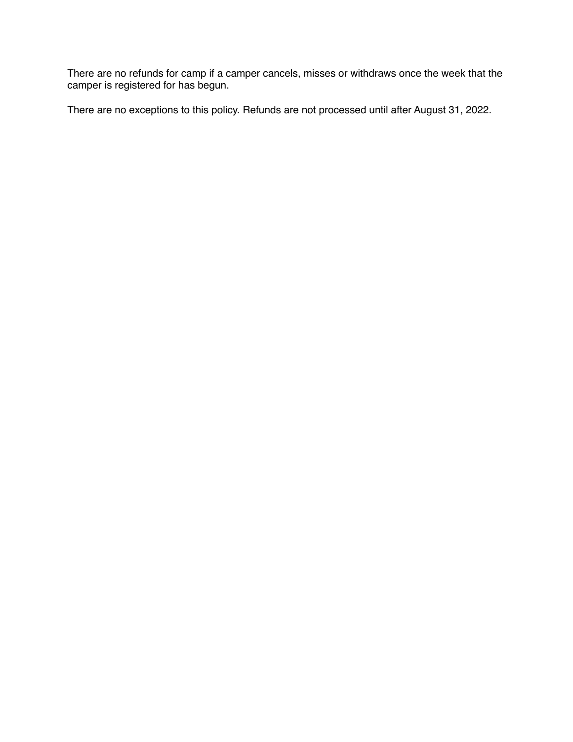There are no refunds for camp if a camper cancels, misses or withdraws once the week that the camper is registered for has begun.

There are no exceptions to this policy. Refunds are not processed until after August 31, 2022.